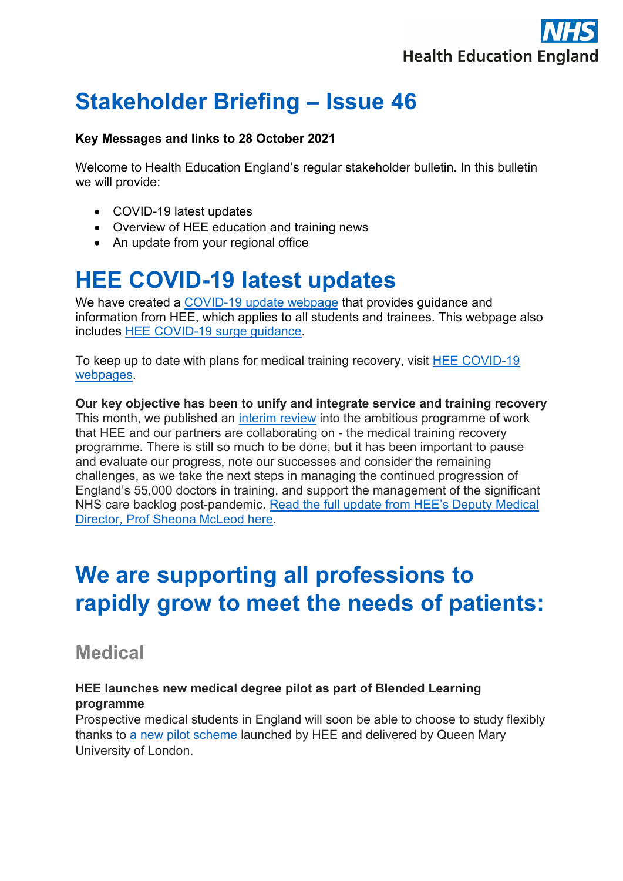# Stakeholder Briefing – Issue 46

**Key Messages and links to 28 October 2021**

Welcome to Health Education England's regular stakeholder bulletin. In this bulletin we will provide:

- COVID-19 latest updates
- Overview of HEE education and training news
- An update from your regional office

# HEE COVID-19 latest updates

We have created a COVID-19 update webpage that provides guidance and information from HEE, which applies to all students and trainees. This webpage also includes HEE COVID-19 surge guidance.

To keep up to date with plans for medical training recovery, visit HEE COVID-19 webpages.

**Our key objective has been to unify and integrate service and training recovery**
This month, we published an interim review into the ambitious programme of work that HEE and our partners are collaborating on - the medical training recovery programme. There is still so much to be done, but it has been important to pause and evaluate our progress, note our successes and consider the remaining challenges, as we take the next steps in managing the continued progression of England's 55,000 doctors in training, and support the management of the significant NHS care backlog post-pandemic. Read the full update from HEE's Deputy Medical Director, Prof Sheona McLeod here.

# We are supporting all professions to rapidly grow to meet the needs of patients:

## Medical

**HEE launches new medical degree pilot as part of Blended Learning programme**
Prospective medical students in England will soon be able to choose to study flexibly thanks to a new pilot scheme launched by HEE and delivered by Queen Mary University of London.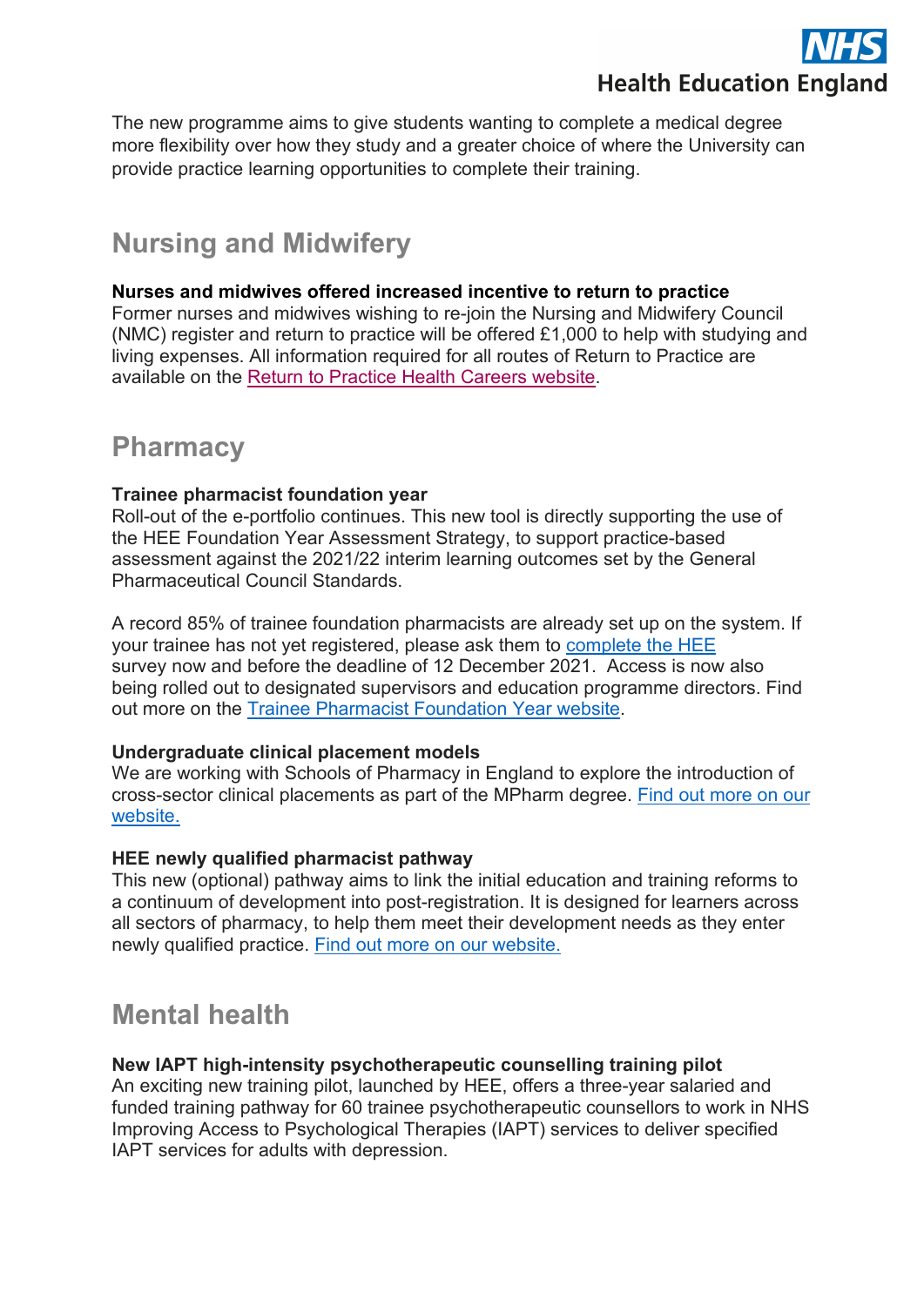The new programme aims to give students wanting to complete a medical degree more flexibility over how they study and a greater choice of where the University can provide practice learning opportunities to complete their training.

## Nursing and Midwifery

**Nurses and midwives offered increased incentive to return to practice**

Former nurses and midwives wishing to re-join the Nursing and Midwifery Council (NMC) register and return to practice will be offered £1,000 to help with studying and living expenses. All information required for all routes of Return to Practice are available on the Return to Practice Health Careers website.

## Pharmacy

**Trainee pharmacist foundation year**

Roll-out of the e-portfolio continues. This new tool is directly supporting the use of the HEE Foundation Year Assessment Strategy, to support practice-based assessment against the 2021/22 interim learning outcomes set by the General Pharmaceutical Council Standards.

A record 85% of trainee foundation pharmacists are already set up on the system. If your trainee has not yet registered, please ask them to complete the HEE survey now and before the deadline of 12 December 2021. Access is now also being rolled out to designated supervisors and education programme directors. Find out more on the Trainee Pharmacist Foundation Year website.

**Undergraduate clinical placement models**

We are working with Schools of Pharmacy in England to explore the introduction of cross-sector clinical placements as part of the MPharm degree. Find out more on our website.

**HEE newly qualified pharmacist pathway**

This new (optional) pathway aims to link the initial education and training reforms to a continuum of development into post-registration. It is designed for learners across all sectors of pharmacy, to help them meet their development needs as they enter newly qualified practice. Find out more on our website.

## Mental health

**New IAPT high-intensity psychotherapeutic counselling training pilot**

An exciting new training pilot, launched by HEE, offers a three-year salaried and funded training pathway for 60 trainee psychotherapeutic counsellors to work in NHS Improving Access to Psychological Therapies (IAPT) services to deliver specified IAPT services for adults with depression.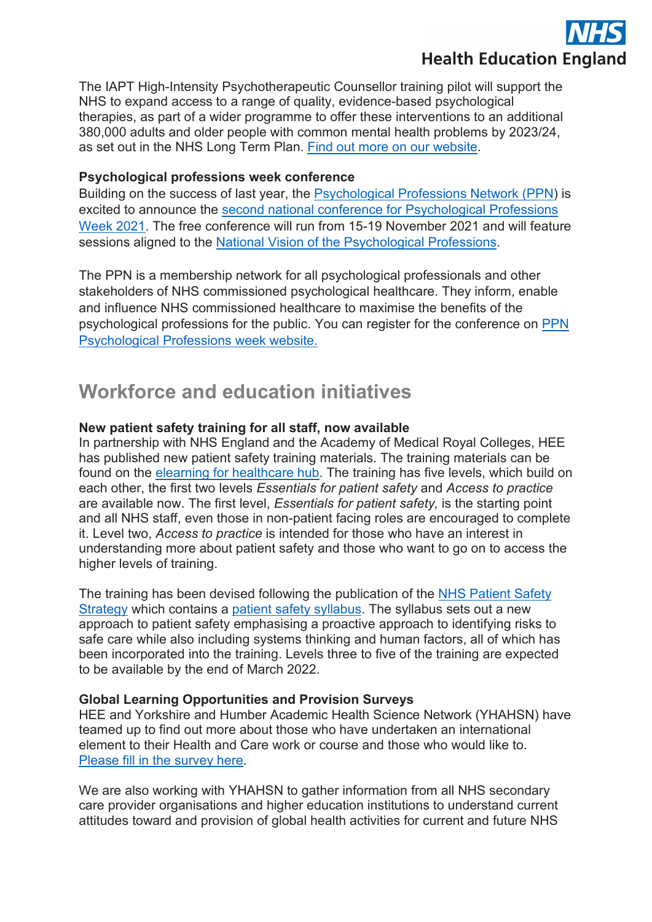The IAPT High-Intensity Psychotherapeutic Counsellor training pilot will support the NHS to expand access to a range of quality, evidence-based psychological therapies, as part of a wider programme to offer these interventions to an additional 380,000 adults and older people with common mental health problems by 2023/24, as set out in the NHS Long Term Plan. [Find out more on our website](#).

**Psychological professions week conference**

Building on the success of last year, the [Psychological Professions Network (PPN)](#) is excited to announce the [second national conference for Psychological Professions Week 2021](#). The free conference will run from 15-19 November 2021 and will feature sessions aligned to the [National Vision of the Psychological Professions](#).

The PPN is a membership network for all psychological professionals and other stakeholders of NHS commissioned psychological healthcare. They inform, enable and influence NHS commissioned healthcare to maximise the benefits of the psychological professions for the public. You can register for the conference on [PPN Psychological Professions week website.](#)

## Workforce and education initiatives

**New patient safety training for all staff, now available**

In partnership with NHS England and the Academy of Medical Royal Colleges, HEE has published new patient safety training materials. The training materials can be found on the [elearning for healthcare hub](#). The training has five levels, which build on each other, the first two levels *Essentials for patient safety* and *Access to practice* are available now. The first level, *Essentials for patient safety,* is the starting point and all NHS staff, even those in non-patient facing roles are encouraged to complete it. Level two, *Access to practice* is intended for those who have an interest in understanding more about patient safety and those who want to go on to access the higher levels of training.

The training has been devised following the publication of the [NHS Patient Safety Strategy](#) which contains a [patient safety syllabus](#). The syllabus sets out a new approach to patient safety emphasising a proactive approach to identifying risks to safe care while also including systems thinking and human factors, all of which has been incorporated into the training. Levels three to five of the training are expected to be available by the end of March 2022.

**Global Learning Opportunities and Provision Surveys**

HEE and Yorkshire and Humber Academic Health Science Network (YHAHSN) have teamed up to find out more about those who have undertaken an international element to their Health and Care work or course and those who would like to. [Please fill in the survey here](#).

We are also working with YHAHSN to gather information from all NHS secondary care provider organisations and higher education institutions to understand current attitudes toward and provision of global health activities for current and future NHS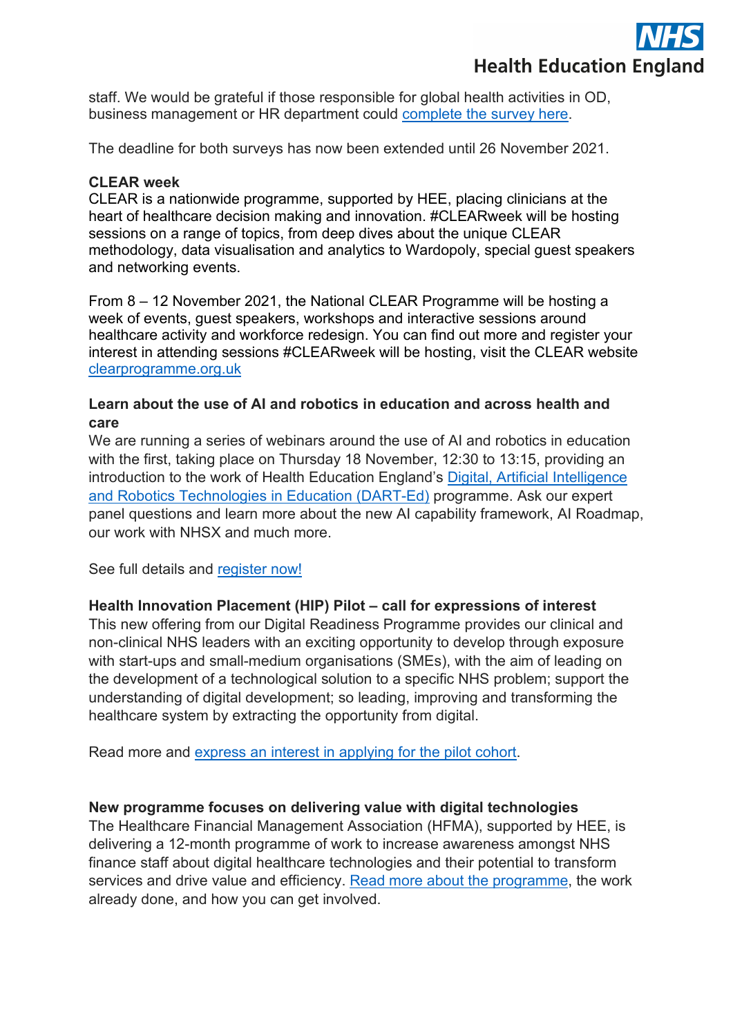staff. We would be grateful if those responsible for global health activities in OD, business management or HR department could complete the survey here.

The deadline for both surveys has now been extended until 26 November 2021.

**CLEAR week**

CLEAR is a nationwide programme, supported by HEE, placing clinicians at the heart of healthcare decision making and innovation. #CLEARweek will be hosting sessions on a range of topics, from deep dives about the unique CLEAR methodology, data visualisation and analytics to Wardopoly, special guest speakers and networking events.

From 8 – 12 November 2021, the National CLEAR Programme will be hosting a week of events, guest speakers, workshops and interactive sessions around healthcare activity and workforce redesign. You can find out more and register your interest in attending sessions #CLEARweek will be hosting, visit the CLEAR website clearprogramme.org.uk

**Learn about the use of AI and robotics in education and across health and care**

We are running a series of webinars around the use of AI and robotics in education with the first, taking place on Thursday 18 November, 12:30 to 13:15, providing an introduction to the work of Health Education England's Digital, Artificial Intelligence and Robotics Technologies in Education (DART-Ed) programme. Ask our expert panel questions and learn more about the new AI capability framework, AI Roadmap, our work with NHSX and much more.

See full details and register now!

**Health Innovation Placement (HIP) Pilot – call for expressions of interest**

This new offering from our Digital Readiness Programme provides our clinical and non-clinical NHS leaders with an exciting opportunity to develop through exposure with start-ups and small-medium organisations (SMEs), with the aim of leading on the development of a technological solution to a specific NHS problem; support the understanding of digital development; so leading, improving and transforming the healthcare system by extracting the opportunity from digital.

Read more and express an interest in applying for the pilot cohort.

**New programme focuses on delivering value with digital technologies**

The Healthcare Financial Management Association (HFMA), supported by HEE, is delivering a 12-month programme of work to increase awareness amongst NHS finance staff about digital healthcare technologies and their potential to transform services and drive value and efficiency. Read more about the programme, the work already done, and how you can get involved.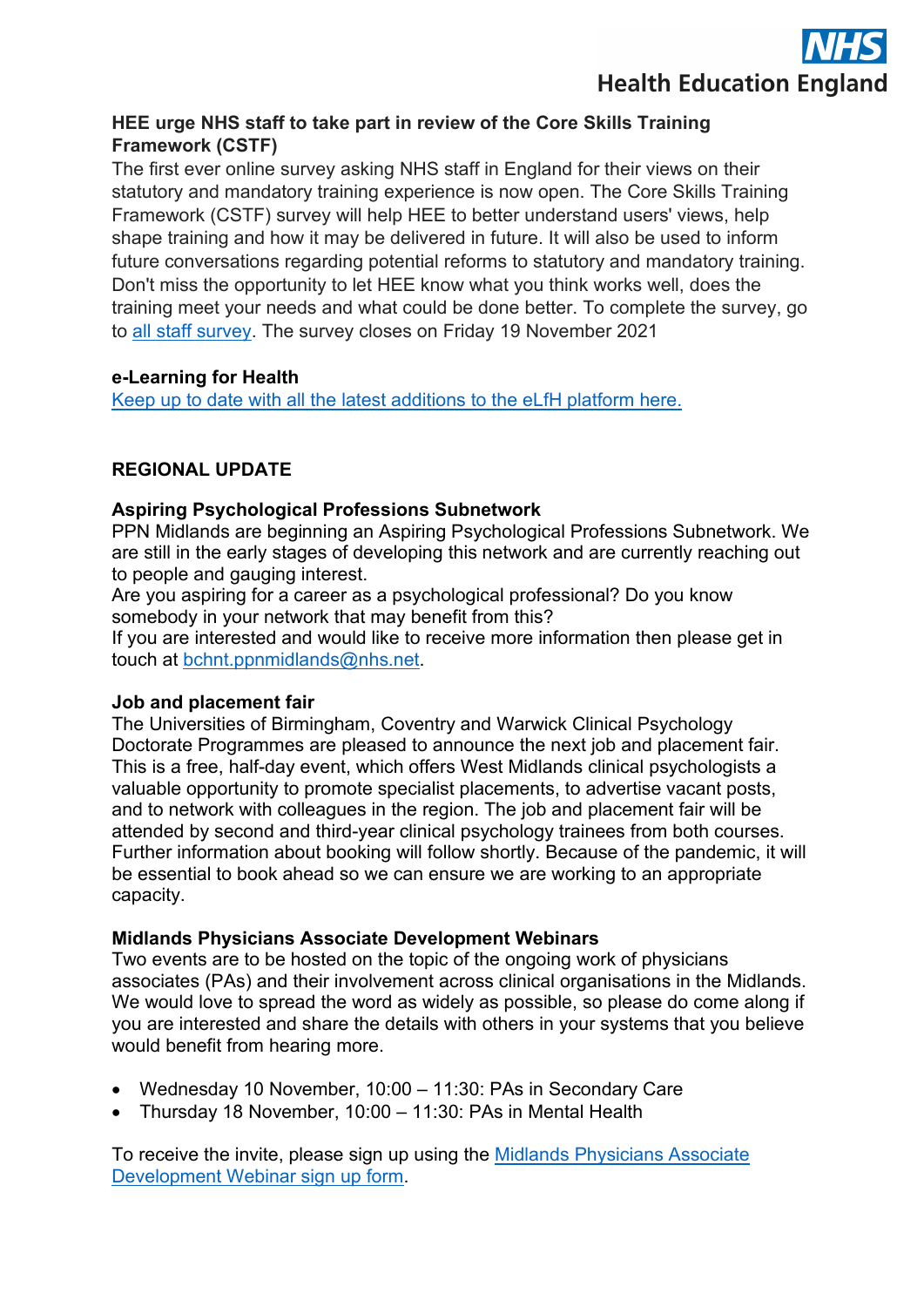### HEE urge NHS staff to take part in review of the Core Skills Training Framework (CSTF)

The first ever online survey asking NHS staff in England for their views on their statutory and mandatory training experience is now open. The Core Skills Training Framework (CSTF) survey will help HEE to better understand users' views, help shape training and how it may be delivered in future. It will also be used to inform future conversations regarding potential reforms to statutory and mandatory training. Don't miss the opportunity to let HEE know what you think works well, does the training meet your needs and what could be done better. To complete the survey, go to all staff survey. The survey closes on Friday 19 November 2021

### e-Learning for Health

Keep up to date with all the latest additions to the eLfH platform here.

## REGIONAL UPDATE

### Aspiring Psychological Professions Subnetwork

PPN Midlands are beginning an Aspiring Psychological Professions Subnetwork. We are still in the early stages of developing this network and are currently reaching out to people and gauging interest.

Are you aspiring for a career as a psychological professional? Do you know somebody in your network that may benefit from this?

If you are interested and would like to receive more information then please get in touch at bchnt.ppnmidlands@nhs.net.

### Job and placement fair

The Universities of Birmingham, Coventry and Warwick Clinical Psychology Doctorate Programmes are pleased to announce the next job and placement fair. This is a free, half-day event, which offers West Midlands clinical psychologists a valuable opportunity to promote specialist placements, to advertise vacant posts, and to network with colleagues in the region. The job and placement fair will be attended by second and third-year clinical psychology trainees from both courses. Further information about booking will follow shortly. Because of the pandemic, it will be essential to book ahead so we can ensure we are working to an appropriate capacity.

### Midlands Physicians Associate Development Webinars

Two events are to be hosted on the topic of the ongoing work of physicians associates (PAs) and their involvement across clinical organisations in the Midlands. We would love to spread the word as widely as possible, so please do come along if you are interested and share the details with others in your systems that you believe would benefit from hearing more.

- Wednesday 10 November, 10:00 – 11:30: PAs in Secondary Care
- Thursday 18 November, 10:00 – 11:30: PAs in Mental Health

To receive the invite, please sign up using the Midlands Physicians Associate Development Webinar sign up form.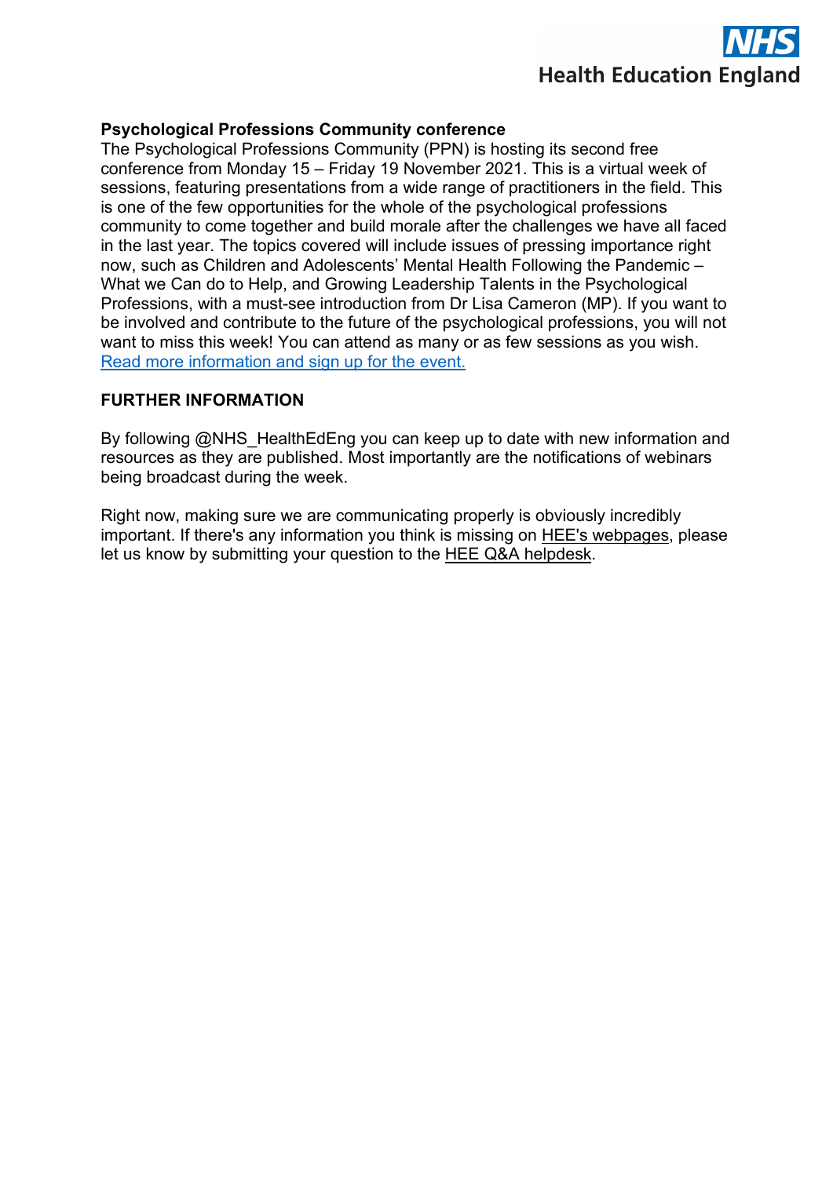**Psychological Professions Community conference**

The Psychological Professions Community (PPN) is hosting its second free conference from Monday 15 – Friday 19 November 2021. This is a virtual week of sessions, featuring presentations from a wide range of practitioners in the field. This is one of the few opportunities for the whole of the psychological professions community to come together and build morale after the challenges we have all faced in the last year. The topics covered will include issues of pressing importance right now, such as Children and Adolescents' Mental Health Following the Pandemic – What we Can do to Help, and Growing Leadership Talents in the Psychological Professions, with a must-see introduction from Dr Lisa Cameron (MP). If you want to be involved and contribute to the future of the psychological professions, you will not want to miss this week! You can attend as many or as few sessions as you wish. Read more information and sign up for the event.

## FURTHER INFORMATION

By following @NHS_HealthEdEng you can keep up to date with new information and resources as they are published. Most importantly are the notifications of webinars being broadcast during the week.

Right now, making sure we are communicating properly is obviously incredibly important. If there's any information you think is missing on HEE's webpages, please let us know by submitting your question to the HEE Q&A helpdesk.